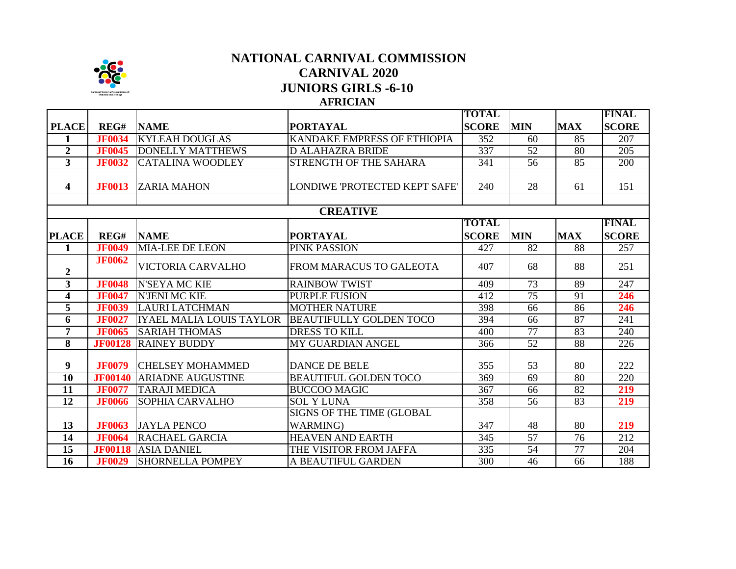# NATIONAL CARNIVAL COMMISSION
## CARNIVAL 2020
## JUNIORS GIRLS -6-10
### AFRICIAN

| PLACE | REG# | NAME | PORTAYAL | TOTAL SCORE | MIN | MAX | FINAL SCORE |
|---|---|---|---|---|---|---|---|
| 1 | JF0034 | KYLEAH DOUGLAS | KANDAKE EMPRESS OF ETHIOPIA | 352 | 60 | 85 | 207 |
| 2 | JF0045 | DONELLY MATTHEWS | D ALAHAZRA BRIDE | 337 | 52 | 80 | 205 |
| 3 | JF0032 | CATALINA WOODLEY | STRENGTH OF THE SAHARA | 341 | 56 | 85 | 200 |
| 4 | JF0013 | ZARIA MAHON | LONDIWE 'PROTECTED KEPT SAFE' | 240 | 28 | 61 | 151 |

### CREATIVE

| PLACE | REG# | NAME | PORTAYAL | TOTAL SCORE | MIN | MAX | FINAL SCORE |
|---|---|---|---|---|---|---|---|
| 1 | JF0049 | MIA-LEE DE LEON | PINK PASSION | 427 | 82 | 88 | 257 |
| 2 | JF0062 | VICTORIA CARVALHO | FROM MARACUS TO GALEOTA | 407 | 68 | 88 | 251 |
| 3 | JF0048 | N'SEYA MC KIE | RAINBOW TWIST | 409 | 73 | 89 | 247 |
| 4 | JF0047 | N'JENI MC KIE | PURPLE FUSION | 412 | 75 | 91 | 246 |
| 5 | JF0039 | LAURI LATCHMAN | MOTHER NATURE | 398 | 66 | 86 | 246 |
| 6 | JF0027 | IYAEL MALIA LOUIS TAYLOR | BEAUTIFULLY GOLDEN TOCO | 394 | 66 | 87 | 241 |
| 7 | JF0065 | SARIAH THOMAS | DRESS TO KILL | 400 | 77 | 83 | 240 |
| 8 | JF00128 | RAINEY BUDDY | MY GUARDIAN ANGEL | 366 | 52 | 88 | 226 |
| 9 | JF0079 | CHELSEY MOHAMMED | DANCE DE BELE | 355 | 53 | 80 | 222 |
| 10 | JF00140 | ARIADNE AUGUSTINE | BEAUTIFUL GOLDEN TOCO | 369 | 69 | 80 | 220 |
| 11 | JF0077 | TARAJI MEDICA | BUCCOO MAGIC | 367 | 66 | 82 | 219 |
| 12 | JF0066 | SOPHIA CARVALHO | SOL Y LUNA | 358 | 56 | 83 | 219 |
| 13 | JF0063 | JAYLA PENCO | SIGNS OF THE TIME (GLOBAL WARMING) | 347 | 48 | 80 | 219 |
| 14 | JF0064 | RACHAEL GARCIA | HEAVEN AND EARTH | 345 | 57 | 76 | 212 |
| 15 | JF00118 | ASIA DANIEL | THE VISITOR FROM JAFFA | 335 | 54 | 77 | 204 |
| 16 | JF0029 | SHORNELLA POMPEY | A BEAUTIFUL GARDEN | 300 | 46 | 66 | 188 |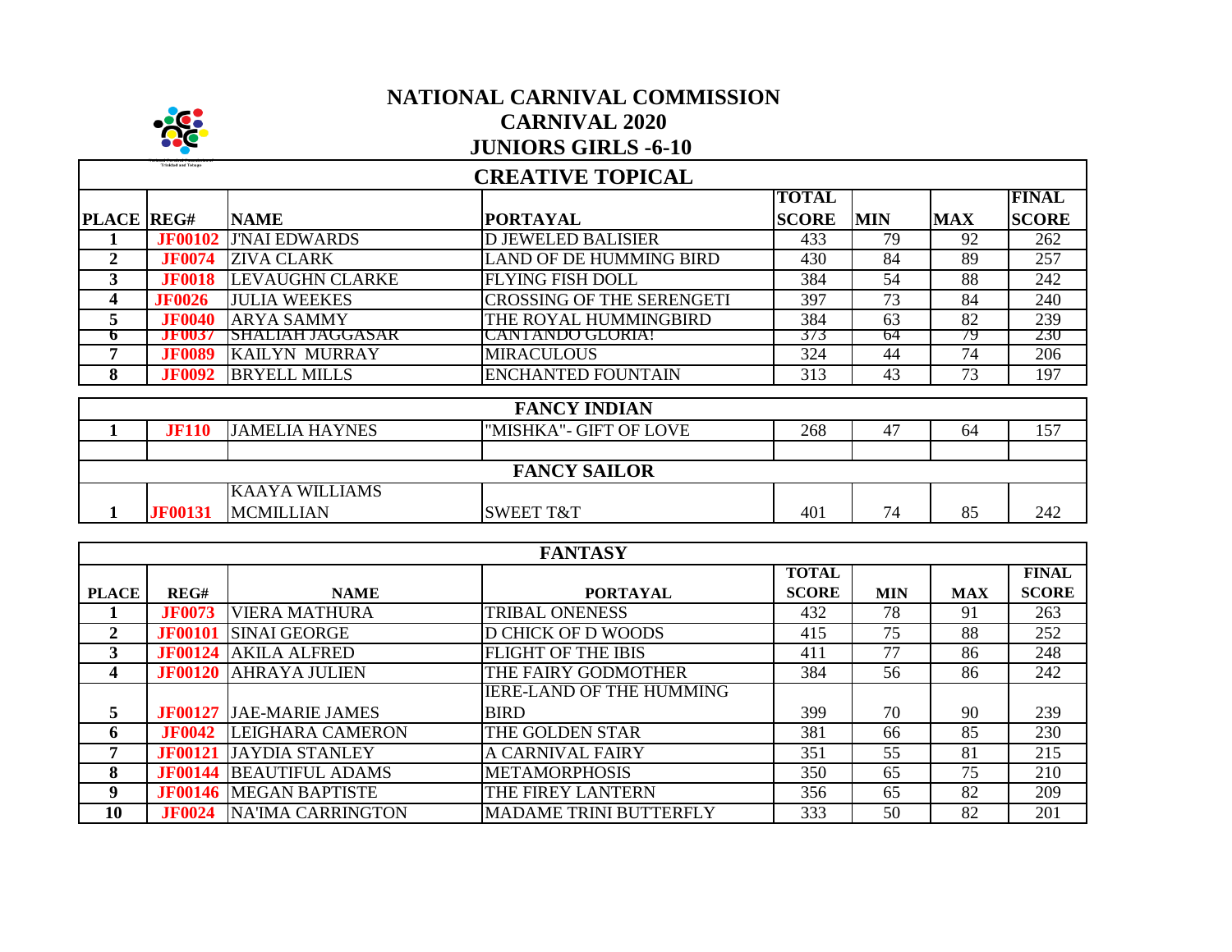# NATIONAL CARNIVAL COMMISSION
## CARNIVAL 2020
## JUNIORS GIRLS -6-10

### CREATIVE TOPICAL

| PLACE | REG# | NAME | PORTAYAL | TOTAL SCORE | MIN | MAX | FINAL SCORE |
|---|---|---|---|---|---|---|---|
| 1 | JF00102 | J'NAI EDWARDS | D JEWELED BALISIER | 433 | 79 | 92 | 262 |
| 2 | JF0074 | ZIVA CLARK | LAND OF DE HUMMING BIRD | 430 | 84 | 89 | 257 |
| 3 | JF0018 | LEVAUGHN CLARKE | FLYING FISH DOLL | 384 | 54 | 88 | 242 |
| 4 | JF0026 | JULIA WEEKES | CROSSING OF THE SERENGETI | 397 | 73 | 84 | 240 |
| 5 | JF0040 | ARYA SAMMY | THE ROYAL HUMMINGBIRD | 384 | 63 | 82 | 239 |
| 6 | JF0037 | SHALIAH JAGGASAR | CANTANDO GLORIA! | 373 | 64 | 79 | 230 |
| 7 | JF0089 | KAILYN MURRAY | MIRACULOUS | 324 | 44 | 74 | 206 |
| 8 | JF0092 | BRYELL MILLS | ENCHANTED FOUNTAIN | 313 | 43 | 73 | 197 |

### FANCY INDIAN

| PLACE | REG# | NAME | PORTAYAL | TOTAL SCORE | MIN | MAX | FINAL SCORE |
|---|---|---|---|---|---|---|---|
| 1 | JF110 | JAMELIA HAYNES | "MISHKA"- GIFT OF LOVE | 268 | 47 | 64 | 157 |

### FANCY SAILOR

| PLACE | REG# | NAME | PORTAYAL | TOTAL SCORE | MIN | MAX | FINAL SCORE |
|---|---|---|---|---|---|---|---|
| 1 | JF00131 | KAAYA WILLIAMS MCMILLIAN | SWEET T&T | 401 | 74 | 85 | 242 |

### FANTASY

| PLACE | REG# | NAME | PORTAYAL | TOTAL SCORE | MIN | MAX | FINAL SCORE |
|---|---|---|---|---|---|---|---|
| 1 | JF0073 | VIERA MATHURA | TRIBAL ONENESS | 432 | 78 | 91 | 263 |
| 2 | JF00101 | SINAI GEORGE | D CHICK OF D WOODS | 415 | 75 | 88 | 252 |
| 3 | JF00124 | AKILA ALFRED | FLIGHT OF THE IBIS | 411 | 77 | 86 | 248 |
| 4 | JF00120 | AHRAYA JULIEN | THE FAIRY GODMOTHER | 384 | 56 | 86 | 242 |
| 5 | JF00127 | JAE-MARIE JAMES | IERE-LAND OF THE HUMMING BIRD | 399 | 70 | 90 | 239 |
| 6 | JF0042 | LEIGHARA CAMERON | THE GOLDEN STAR | 381 | 66 | 85 | 230 |
| 7 | JF00121 | JAYDIA STANLEY | A CARNIVAL FAIRY | 351 | 55 | 81 | 215 |
| 8 | JF00144 | BEAUTIFUL ADAMS | METAMORPHOSIS | 350 | 65 | 75 | 210 |
| 9 | JF00146 | MEGAN BAPTISTE | THE FIREY LANTERN | 356 | 65 | 82 | 209 |
| 10 | JF0024 | NA'IMA CARRINGTON | MADAME TRINI BUTTERFLY | 333 | 50 | 82 | 201 |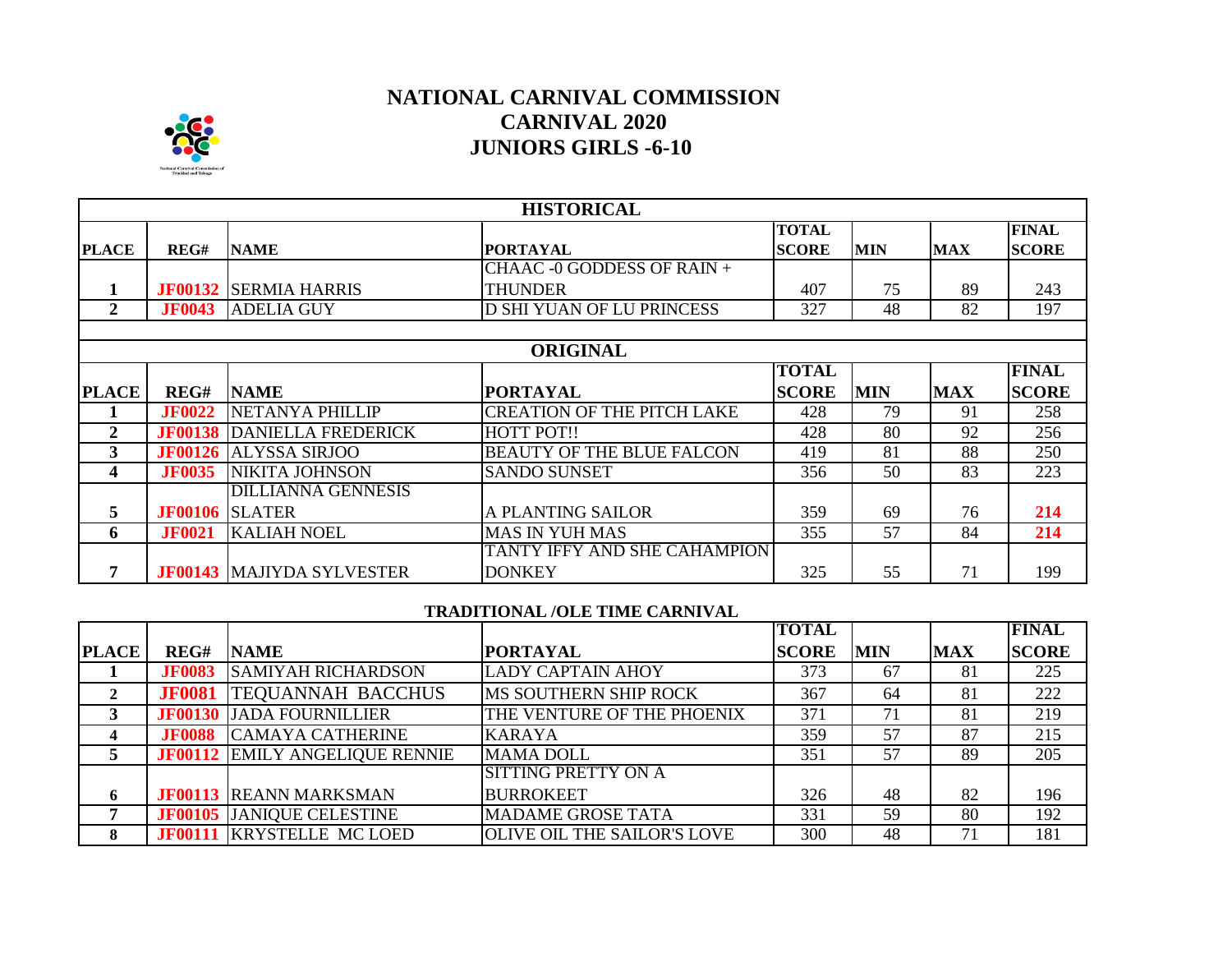# NATIONAL CARNIVAL COMMISSION
## CARNIVAL 2020
## JUNIORS GIRLS -6-10

National Carnival Commission of Trinidad and Tobago

| HISTORICAL | | | | | | | |
|---|---|---|---|---|---|---|---|
| **PLACE** | **REG#** | **NAME** | **PORTAYAL** | **TOTAL SCORE** | **MIN** | **MAX** | **FINAL SCORE** |
| 1 | JF00132 | SERMIA HARRIS | CHAAC -0 GODDESS OF RAIN + THUNDER | 407 | 75 | 89 | 243 |
| 2 | JF0043 | ADELIA GUY | D SHI YUAN OF LU PRINCESS | 327 | 48 | 82 | 197 |

| ORIGINAL | | | | | | | |
|---|---|---|---|---|---|---|---|
| **PLACE** | **REG#** | **NAME** | **PORTAYAL** | **TOTAL SCORE** | **MIN** | **MAX** | **FINAL SCORE** |
| 1 | JF0022 | NETANYA PHILLIP | CREATION OF THE PITCH LAKE | 428 | 79 | 91 | 258 |
| 2 | JF00138 | DANIELLA FREDERICK | HOTT POT!! | 428 | 80 | 92 | 256 |
| 3 | JF00126 | ALYSSA SIRJOO | BEAUTY OF THE BLUE FALCON | 419 | 81 | 88 | 250 |
| 4 | JF0035 | NIKITA JOHNSON | SANDO SUNSET | 356 | 50 | 83 | 223 |
| 5 | JF00106 | DILLIANNA GENNESIS SLATER | A PLANTING SAILOR | 359 | 69 | 76 | 214 |
| 6 | JF0021 | KALIAH NOEL | MAS IN YUH MAS | 355 | 57 | 84 | 214 |
| 7 | JF00143 | MAJIYDA SYLVESTER | TANTY IFFY AND SHE CAHAMPION DONKEY | 325 | 55 | 71 | 199 |

**TRADITIONAL /OLE TIME CARNIVAL**

| **PLACE** | **REG#** | **NAME** | **PORTAYAL** | **TOTAL SCORE** | **MIN** | **MAX** | **FINAL SCORE** |
|---|---|---|---|---|---|---|---|
| 1 | JF0083 | SAMIYAH RICHARDSON | LADY CAPTAIN AHOY | 373 | 67 | 81 | 225 |
| 2 | JF0081 | TEQUANNAH BACCHUS | MS SOUTHERN SHIP ROCK | 367 | 64 | 81 | 222 |
| 3 | JF00130 | JADA FOURNILLIER | THE VENTURE OF THE PHOENIX | 371 | 71 | 81 | 219 |
| 4 | JF0088 | CAMAYA CATHERINE | KARAYA | 359 | 57 | 87 | 215 |
| 5 | JF00112 | EMILY ANGELIQUE RENNIE | MAMA DOLL | 351 | 57 | 89 | 205 |
| 6 | JF00113 | REANN MARKSMAN | SITTING PRETTY ON A BURROKEET | 326 | 48 | 82 | 196 |
| 7 | JF00105 | JANIQUE CELESTINE | MADAME GROSE TATA | 331 | 59 | 80 | 192 |
| 8 | JF00111 | KRYSTELLE MC LOED | OLIVE OIL THE SAILOR'S LOVE | 300 | 48 | 71 | 181 |